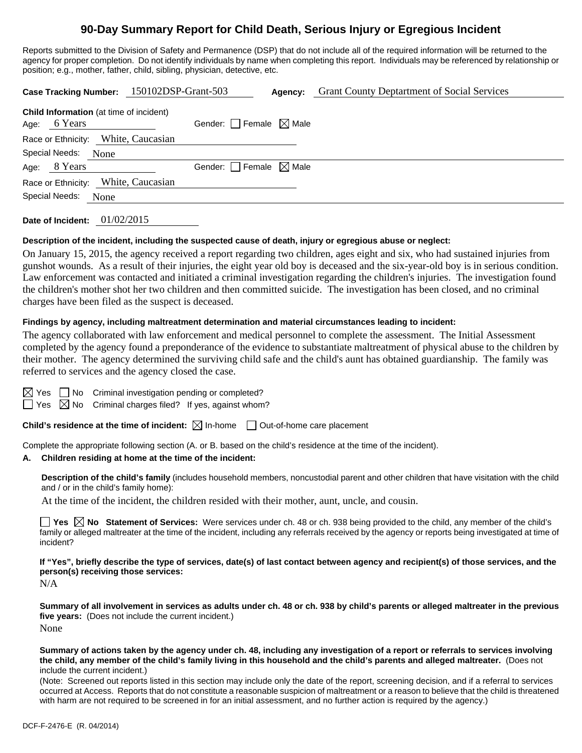# 90-Day Summary Report for Child Death, Serious Injury or Egregious Incident

Reports submitted to the Division of Safety and Permanence (DSP) that do not include all of the required information will be returned to the agency for proper completion. Do not identify individuals by name when completing this report. Individuals may be referenced by relationship or position; e.g., mother, father, child, sibling, physician, detective, etc.

**Case Tracking Number:** 150102DSP-Grant-503 **Agency:** Grant County Deptartment of Social Services

**Child Information** (at time of incident)

Age: 6 Years Gender: ☐ Female ☒ Male

Race or Ethnicity: White, Caucasian

Special Needs: None

Age: 8 Years Gender: ☐ Female ☒ Male

Race or Ethnicity: White, Caucasian

Special Needs: None

**Date of Incident:** 01/02/2015

**Description of the incident, including the suspected cause of death, injury or egregious abuse or neglect:**

On January 15, 2015, the agency received a report regarding two children, ages eight and six, who had sustained injuries from gunshot wounds. As a result of their injuries, the eight year old boy is deceased and the six-year-old boy is in serious condition. Law enforcement was contacted and initiated a criminal investigation regarding the children's injuries. The investigation found the children's mother shot her two children and then committed suicide. The investigation has been closed, and no criminal charges have been filed as the suspect is deceased.

**Findings by agency, including maltreatment determination and material circumstances leading to incident:**

The agency collaborated with law enforcement and medical personnel to complete the assessment. The Initial Assessment completed by the agency found a preponderance of the evidence to substantiate maltreatment of physical abuse to the children by their mother. The agency determined the surviving child safe and the child's aunt has obtained guardianship. The family was referred to services and the agency closed the case.

☒ Yes ☐ No Criminal investigation pending or completed?

☐ Yes ☒ No Criminal charges filed? If yes, against whom?

**Child's residence at the time of incident:** ☒ In-home ☐ Out-of-home care placement

Complete the appropriate following section (A. or B. based on the child's residence at the time of the incident).

**A. Children residing at home at the time of the incident:**

**Description of the child's family** (includes household members, noncustodial parent and other children that have visitation with the child and / or in the child's family home):

At the time of the incident, the children resided with their mother, aunt, uncle, and cousin.

☐ **Yes** ☒ **No Statement of Services:** Were services under ch. 48 or ch. 938 being provided to the child, any member of the child's family or alleged maltreater at the time of the incident, including any referrals received by the agency or reports being investigated at time of incident?

**If "Yes", briefly describe the type of services, date(s) of last contact between agency and recipient(s) of those services, and the person(s) receiving those services:**

N/A

**Summary of all involvement in services as adults under ch. 48 or ch. 938 by child's parents or alleged maltreater in the previous five years:** (Does not include the current incident.)

None

**Summary of actions taken by the agency under ch. 48, including any investigation of a report or referrals to services involving the child, any member of the child's family living in this household and the child's parents and alleged maltreater.** (Does not include the current incident.)

(Note: Screened out reports listed in this section may include only the date of the report, screening decision, and if a referral to services occurred at Access. Reports that do not constitute a reasonable suspicion of maltreatment or a reason to believe that the child is threatened with harm are not required to be screened in for an initial assessment, and no further action is required by the agency.)

DCF-F-2476-E (R. 04/2014)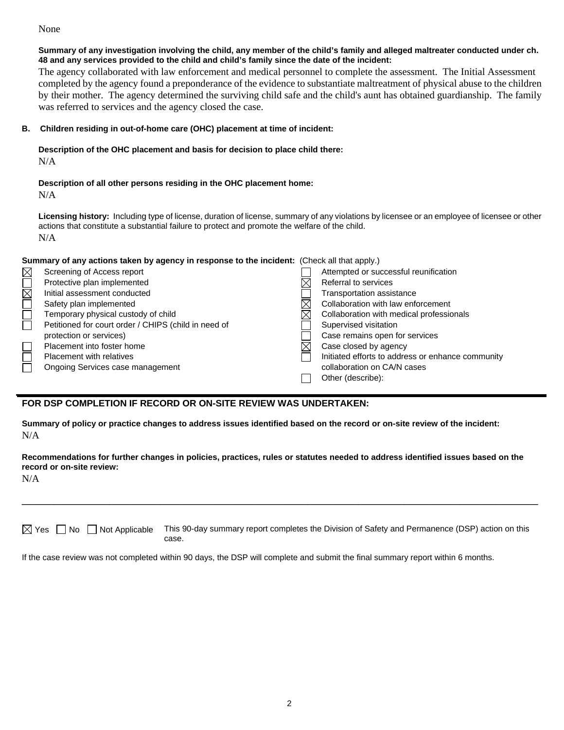None

**Summary of any investigation involving the child, any member of the child's family and alleged maltreater conducted under ch. 48 and any services provided to the child and child's family since the date of the incident:**

The agency collaborated with law enforcement and medical personnel to complete the assessment. The Initial Assessment completed by the agency found a preponderance of the evidence to substantiate maltreatment of physical abuse to the children by their mother. The agency determined the surviving child safe and the child's aunt has obtained guardianship. The family was referred to services and the agency closed the case.

**B. Children residing in out-of-home care (OHC) placement at time of incident:**

**Description of the OHC placement and basis for decision to place child there:**

N/A

**Description of all other persons residing in the OHC placement home:**

N/A

**Licensing history:** Including type of license, duration of license, summary of any violations by licensee or an employee of licensee or other actions that constitute a substantial failure to protect and promote the welfare of the child.

N/A

**Summary of any actions taken by agency in response to the incident:** (Check all that apply.)

- ☒ Screening of Access report
- ☐ Protective plan implemented
- ☒ Initial assessment conducted
- ☐ Safety plan implemented
- ☐ Temporary physical custody of child
- ☐ Petitioned for court order / CHIPS (child in need of protection or services)
- ☐ Placement into foster home
- ☐ Placement with relatives
- ☐ Ongoing Services case management
- ☐ Attempted or successful reunification
- ☒ Referral to services
- ☐ Transportation assistance
- ☒ Collaboration with law enforcement
- ☒ Collaboration with medical professionals
- ☐ Supervised visitation
- ☐ Case remains open for services
- ☒ Case closed by agency
- ☐ Initiated efforts to address or enhance community collaboration on CA/N cases
- ☐ Other (describe):

## FOR DSP COMPLETION IF RECORD OR ON-SITE REVIEW WAS UNDERTAKEN:

**Summary of policy or practice changes to address issues identified based on the record or on-site review of the incident:**

N/A

**Recommendations for further changes in policies, practices, rules or statutes needed to address identified issues based on the record or on-site review:**

N/A

---

☒ Yes ☐ No ☐ Not Applicable This 90-day summary report completes the Division of Safety and Permanence (DSP) action on this case.

If the case review was not completed within 90 days, the DSP will complete and submit the final summary report within 6 months.